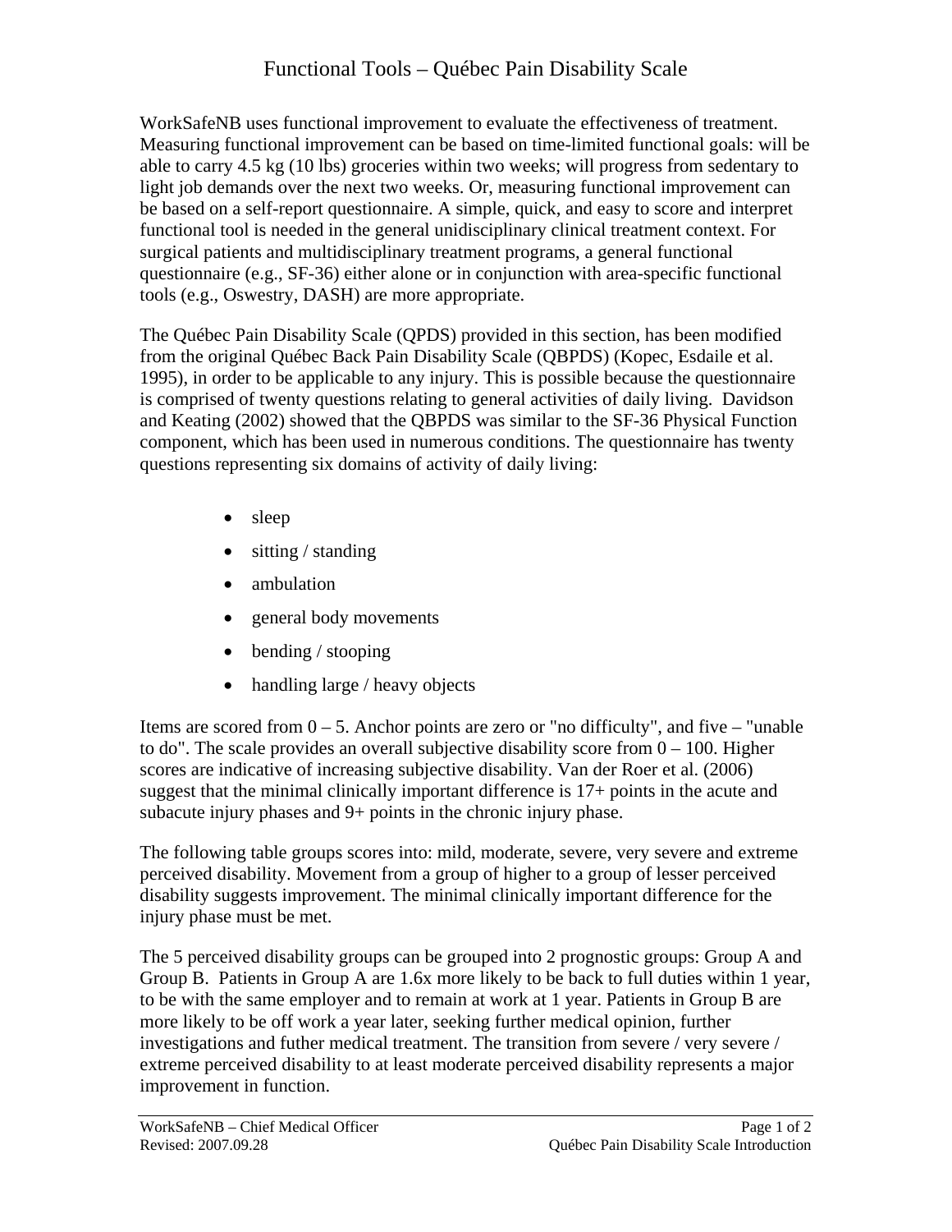# Functional Tools – Québec Pain Disability Scale

WorkSafeNB uses functional improvement to evaluate the effectiveness of treatment. Measuring functional improvement can be based on time-limited functional goals: will be able to carry 4.5 kg (10 lbs) groceries within two weeks; will progress from sedentary to light job demands over the next two weeks. Or, measuring functional improvement can be based on a self-report questionnaire. A simple, quick, and easy to score and interpret functional tool is needed in the general unidisciplinary clinical treatment context. For surgical patients and multidisciplinary treatment programs, a general functional questionnaire (e.g., SF-36) either alone or in conjunction with area-specific functional tools (e.g., Oswestry, DASH) are more appropriate.

The Québec Pain Disability Scale (QPDS) provided in this section, has been modified from the original Québec Back Pain Disability Scale (QBPDS) (Kopec, Esdaile et al. 1995), in order to be applicable to any injury. This is possible because the questionnaire is comprised of twenty questions relating to general activities of daily living. Davidson and Keating (2002) showed that the QBPDS was similar to the SF-36 Physical Function component, which has been used in numerous conditions. The questionnaire has twenty questions representing six domains of activity of daily living:

- sleep
- sitting / standing
- ambulation
- general body movements
- bending / stooping
- handling large / heavy objects

Items are scored from 0 – 5. Anchor points are zero or "no difficulty", and five – "unable to do". The scale provides an overall subjective disability score from 0 – 100. Higher scores are indicative of increasing subjective disability. Van der Roer et al. (2006) suggest that the minimal clinically important difference is 17+ points in the acute and subacute injury phases and 9+ points in the chronic injury phase.

The following table groups scores into: mild, moderate, severe, very severe and extreme perceived disability. Movement from a group of higher to a group of lesser perceived disability suggests improvement. The minimal clinically important difference for the injury phase must be met.

The 5 perceived disability groups can be grouped into 2 prognostic groups: Group A and Group B. Patients in Group A are 1.6x more likely to be back to full duties within 1 year, to be with the same employer and to remain at work at 1 year. Patients in Group B are more likely to be off work a year later, seeking further medical opinion, further investigations and futher medical treatment. The transition from severe / very severe / extreme perceived disability to at least moderate perceived disability represents a major improvement in function.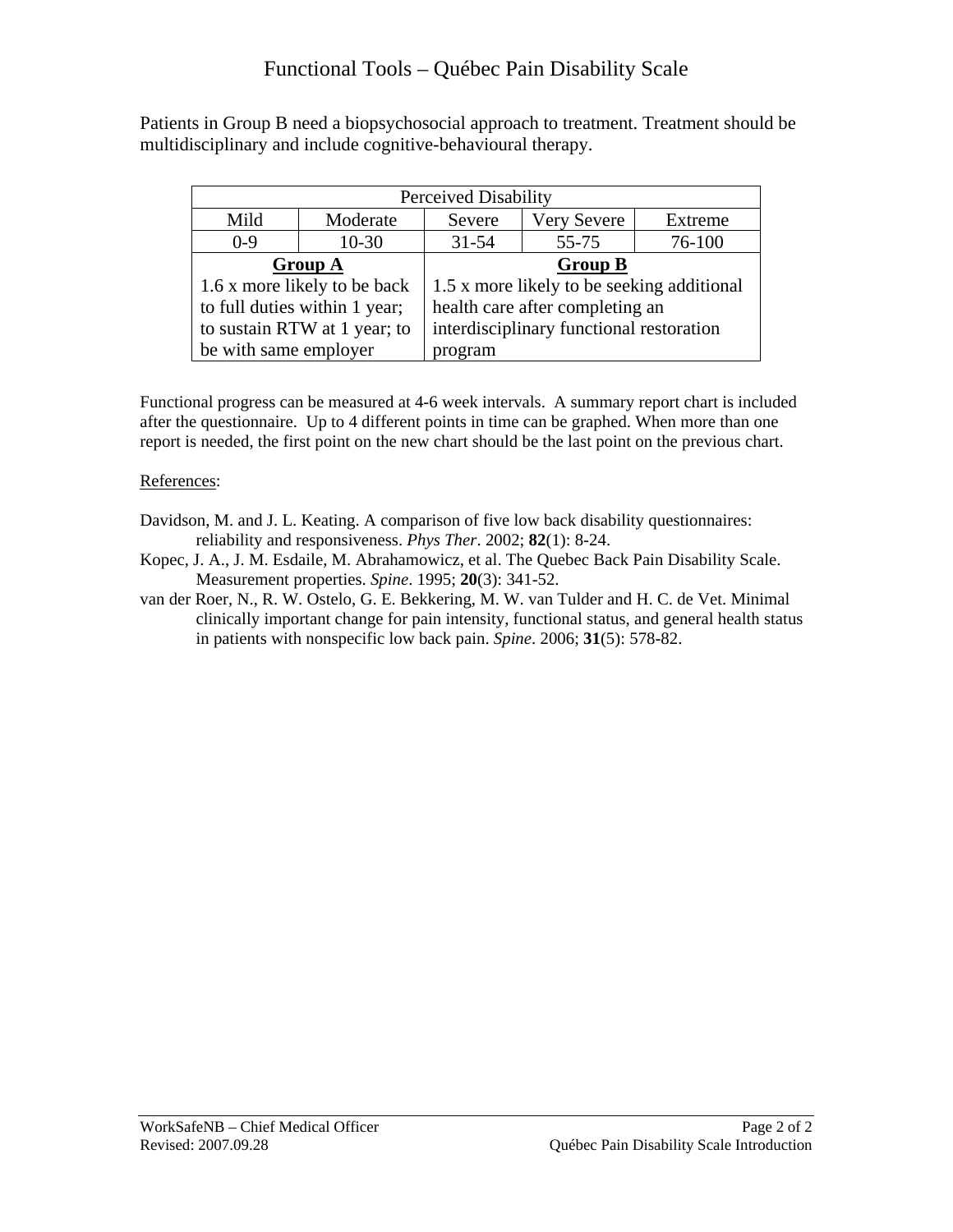Patients in Group B need a biopsychosocial approach to treatment. Treatment should be multidisciplinary and include cognitive-behavioural therapy.

| Perceived Disability | | | | |
|---|---|---|---|---|
| Mild | Moderate | Severe | Very Severe | Extreme |
| 0-9 | 10-30 | 31-54 | 55-75 | 76-100 |
| **Group A** 1.6 x more likely to be back to full duties within 1 year; to sustain RTW at 1 year; to be with same employer | | **Group B** 1.5 x more likely to be seeking additional health care after completing an interdisciplinary functional restoration program | | |

Functional progress can be measured at 4-6 week intervals. A summary report chart is included after the questionnaire. Up to 4 different points in time can be graphed. When more than one report is needed, the first point on the new chart should be the last point on the previous chart.

References:

Davidson, M. and J. L. Keating. A comparison of five low back disability questionnaires: reliability and responsiveness. *Phys Ther*. 2002; **82**(1): 8-24.

Kopec, J. A., J. M. Esdaile, M. Abrahamowicz, et al. The Quebec Back Pain Disability Scale. Measurement properties. *Spine*. 1995; **20**(3): 341-52.

van der Roer, N., R. W. Ostelo, G. E. Bekkering, M. W. van Tulder and H. C. de Vet. Minimal clinically important change for pain intensity, functional status, and general health status in patients with nonspecific low back pain. *Spine*. 2006; **31**(5): 578-82.